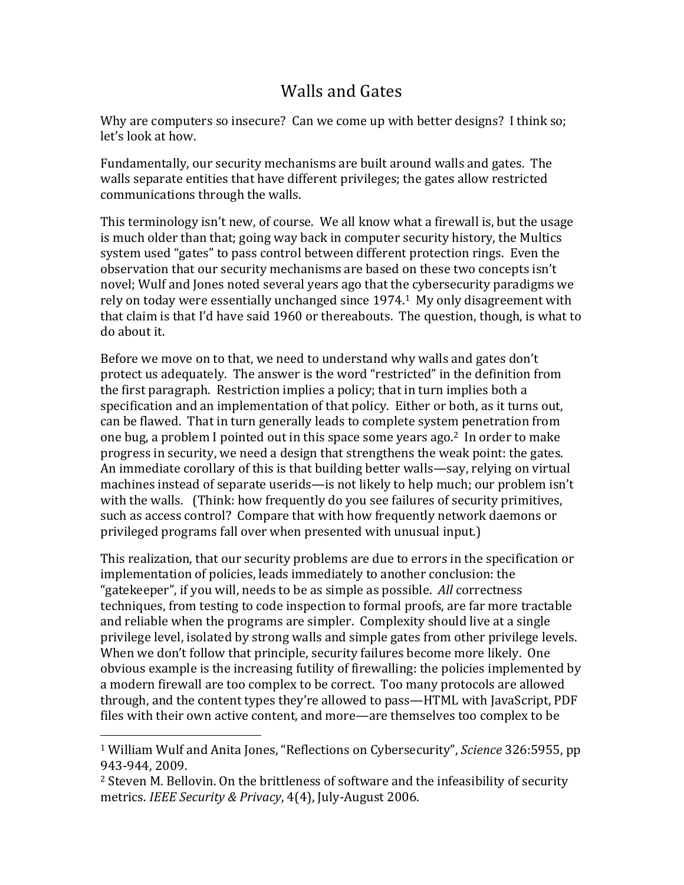# Walls and Gates

Why are computers so insecure? Can we come up with better designs? I think so; let's look at how.

Fundamentally, our security mechanisms are built around walls and gates. The walls separate entities that have different privileges; the gates allow restricted communications through the walls.

This terminology isn't new, of course. We all know what a firewall is, but the usage is much older than that; going way back in computer security history, the Multics system used "gates" to pass control between different protection rings. Even the observation that our security mechanisms are based on these two concepts isn't novel; Wulf and Jones noted several years ago that the cybersecurity paradigms we rely on today were essentially unchanged since 1974.[1] My only disagreement with that claim is that I'd have said 1960 or thereabouts. The question, though, is what to do about it.

Before we move on to that, we need to understand why walls and gates don't protect us adequately. The answer is the word "restricted" in the definition from the first paragraph. Restriction implies a policy; that in turn implies both a specification and an implementation of that policy. Either or both, as it turns out, can be flawed. That in turn generally leads to complete system penetration from one bug, a problem I pointed out in this space some years ago.[2] In order to make progress in security, we need a design that strengthens the weak point: the gates. An immediate corollary of this is that building better walls—say, relying on virtual machines instead of separate userids—is not likely to help much; our problem isn't with the walls. (Think: how frequently do you see failures of security primitives, such as access control? Compare that with how frequently network daemons or privileged programs fall over when presented with unusual input.)

This realization, that our security problems are due to errors in the specification or implementation of policies, leads immediately to another conclusion: the "gatekeeper", if you will, needs to be as simple as possible. *All* correctness techniques, from testing to code inspection to formal proofs, are far more tractable and reliable when the programs are simpler. Complexity should live at a single privilege level, isolated by strong walls and simple gates from other privilege levels. When we don't follow that principle, security failures become more likely. One obvious example is the increasing futility of firewalling: the policies implemented by a modern firewall are too complex to be correct. Too many protocols are allowed through, and the content types they're allowed to pass—HTML with JavaScript, PDF files with their own active content, and more—are themselves too complex to be

---

[1] William Wulf and Anita Jones, "Reflections on Cybersecurity", *Science* 326:5955, pp 943-944, 2009.

[2] Steven M. Bellovin. On the brittleness of software and the infeasibility of security metrics. *IEEE Security & Privacy*, 4(4), July-August 2006.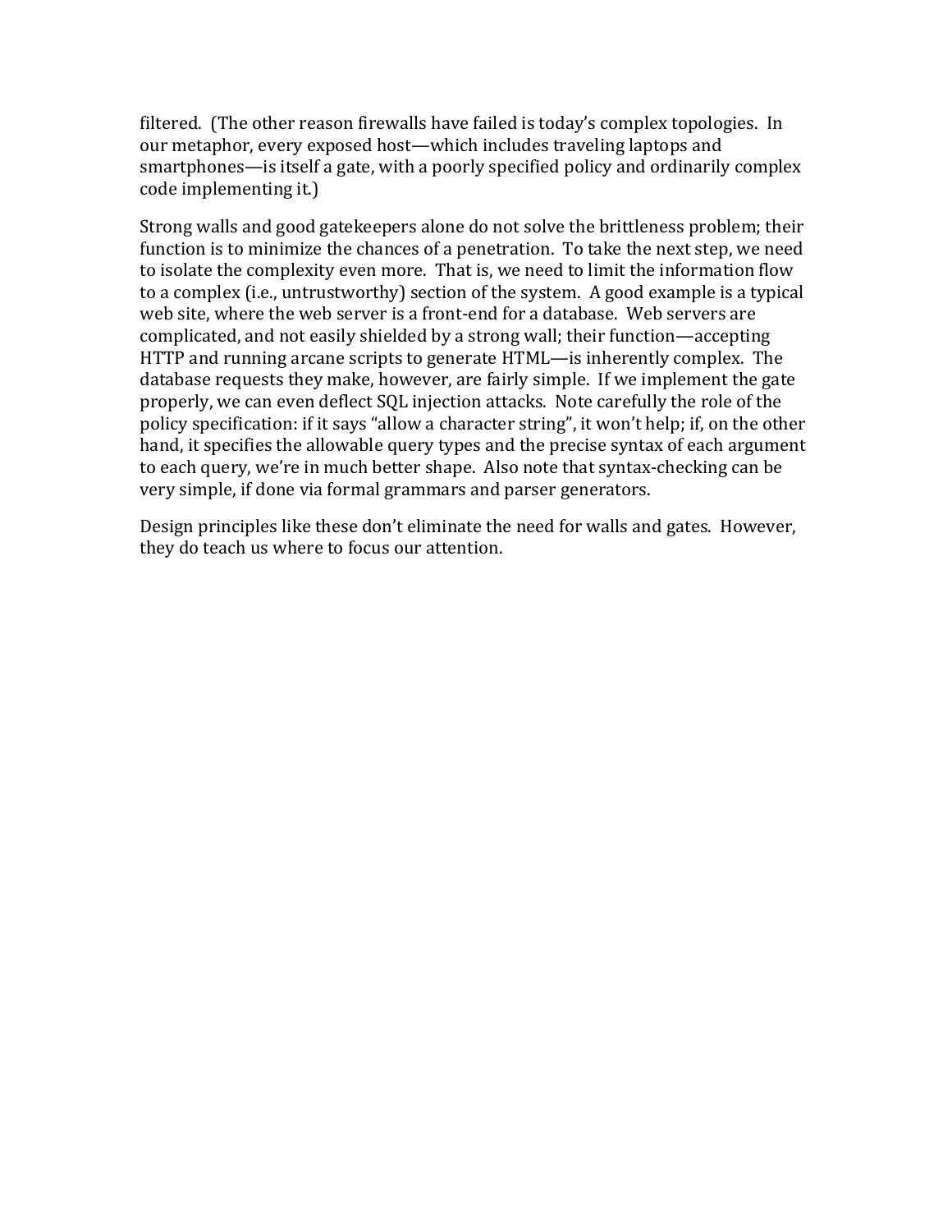filtered. (The other reason firewalls have failed is today's complex topologies. In our metaphor, every exposed host—which includes traveling laptops and smartphones—is itself a gate, with a poorly specified policy and ordinarily complex code implementing it.)

Strong walls and good gatekeepers alone do not solve the brittleness problem; their function is to minimize the chances of a penetration. To take the next step, we need to isolate the complexity even more. That is, we need to limit the information flow to a complex (i.e., untrustworthy) section of the system. A good example is a typical web site, where the web server is a front-end for a database. Web servers are complicated, and not easily shielded by a strong wall; their function—accepting HTTP and running arcane scripts to generate HTML—is inherently complex. The database requests they make, however, are fairly simple. If we implement the gate properly, we can even deflect SQL injection attacks. Note carefully the role of the policy specification: if it says "allow a character string", it won't help; if, on the other hand, it specifies the allowable query types and the precise syntax of each argument to each query, we're in much better shape. Also note that syntax-checking can be very simple, if done via formal grammars and parser generators.

Design principles like these don't eliminate the need for walls and gates. However, they do teach us where to focus our attention.